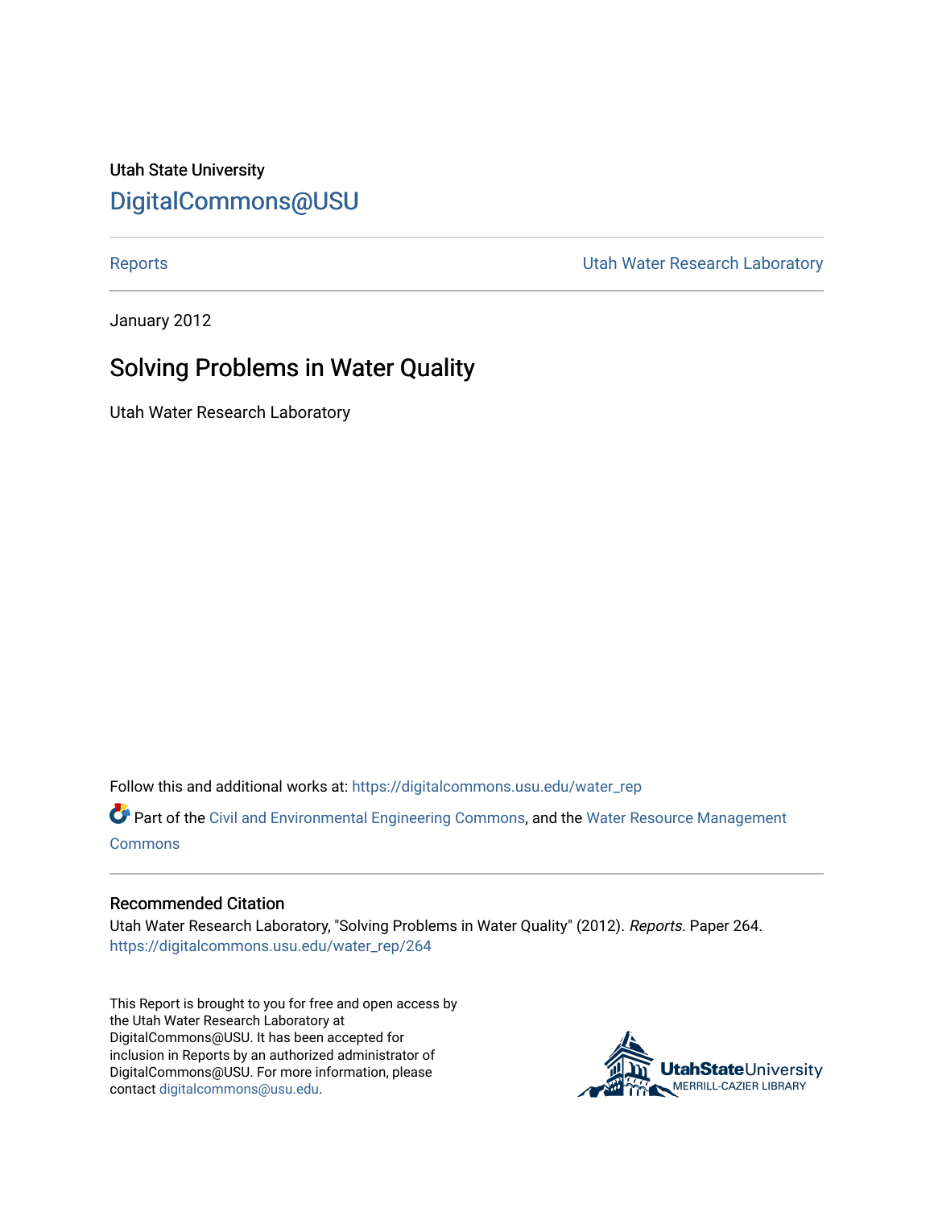Utah State University

# DigitalCommons@USU

Reports | Utah Water Research Laboratory

January 2012

## Solving Problems in Water Quality

Utah Water Research Laboratory

Follow this and additional works at: https://digitalcommons.usu.edu/water_rep

Part of the Civil and Environmental Engineering Commons, and the Water Resource Management Commons

### Recommended Citation

Utah Water Research Laboratory, "Solving Problems in Water Quality" (2012). *Reports.* Paper 264.
https://digitalcommons.usu.edu/water_rep/264

This Report is brought to you for free and open access by the Utah Water Research Laboratory at DigitalCommons@USU. It has been accepted for inclusion in Reports by an authorized administrator of DigitalCommons@USU. For more information, please contact digitalcommons@usu.edu.

UtahStateUniversity
MERRILL-CAZIER LIBRARY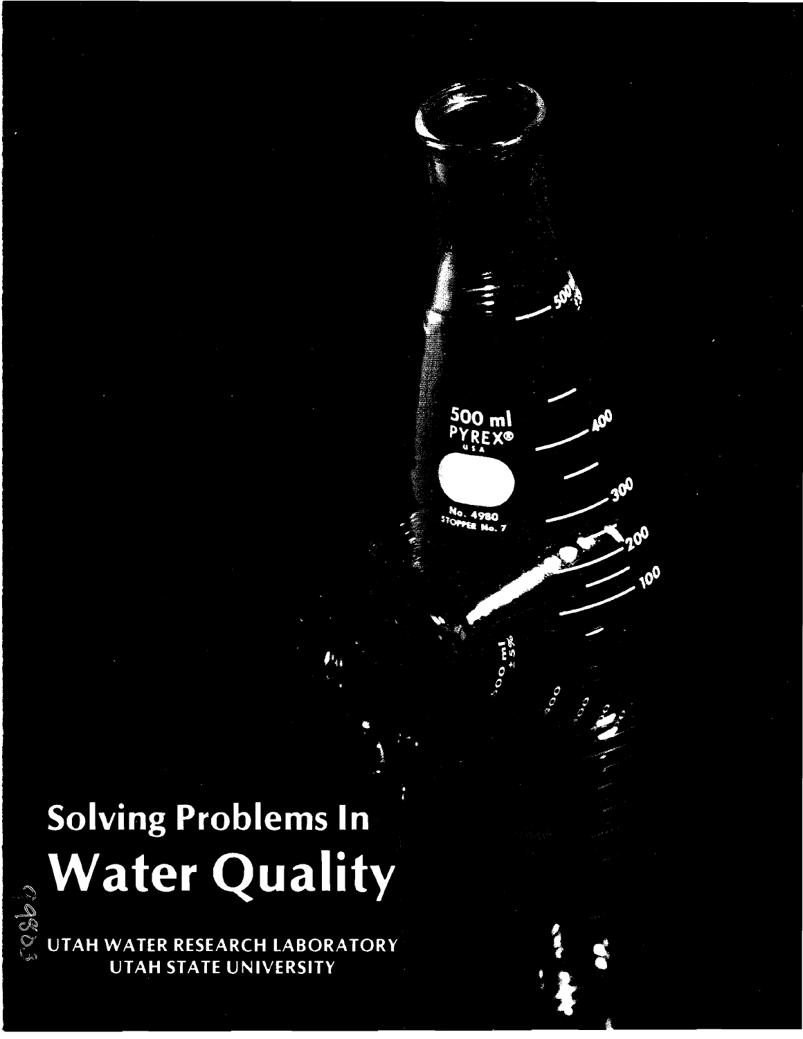# Solving Problems In
# Water Quality

UTAH WATER RESEARCH LABORATORY
UTAH STATE UNIVERSITY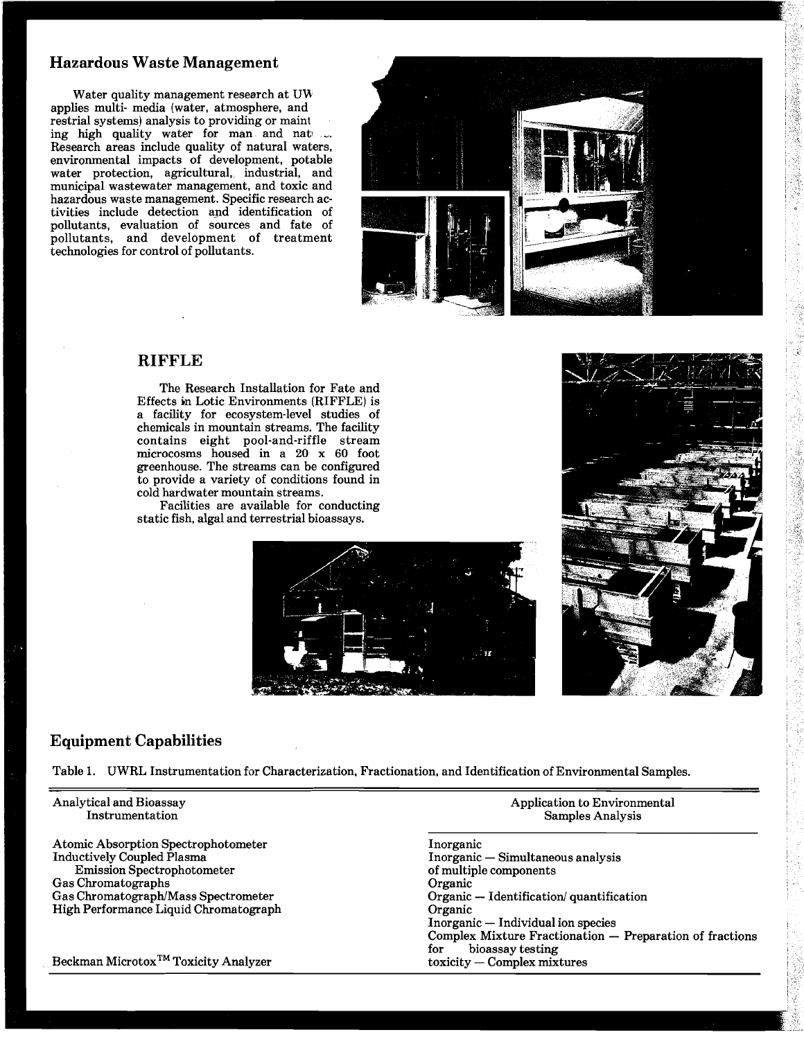## Hazardous Waste Management

Water quality management research at UW applies multi- media (water, atmosphere, and restrial systems) analysis to providing or maint ing high quality water for man and nat .. Research areas include quality of natural waters, environmental impacts of development, potable water protection, agricultural, industrial, and municipal wastewater management, and toxic and hazardous waste management. Specific research activities include detection and identification of pollutants, evaluation of sources and fate of pollutants, and development of treatment technologies for control of pollutants.

## RIFFLE

The Research Installation for Fate and Effects in Lotic Environments (RIFFLE) is a facility for ecosystem-level studies of chemicals in mountain streams. The facility contains eight pool-and-riffle stream microcosms housed in a 20 x 60 foot greenhouse. The streams can be configured to provide a variety of conditions found in cold hardwater mountain streams.

Facilities are available for conducting static fish, algal and terrestrial bioassays.

## Equipment Capabilities

Table 1. UWRL Instrumentation for Characterization, Fractionation, and Identification of Environmental Samples.

| Analytical and Bioassay Instrumentation | Application to Environmental Samples Analysis |
|---|---|
| Atomic Absorption Spectrophotometer | Inorganic |
| Inductively Coupled Plasma Emission Spectrophotometer | Inorganic — Simultaneous analysis of multiple components |
| Gas Chromatographs | Organic |
| Gas Chromatograph/Mass Spectrometer | Organic — Identification/ quantification |
| High Performance Liquid Chromatograph | Organic |
| | Inorganic — Individual ion species |
| | Complex Mixture Fractionation — Preparation of fractions for bioassay testing |
| Beckman Microtox™ Toxicity Analyzer | toxicity — Complex mixtures |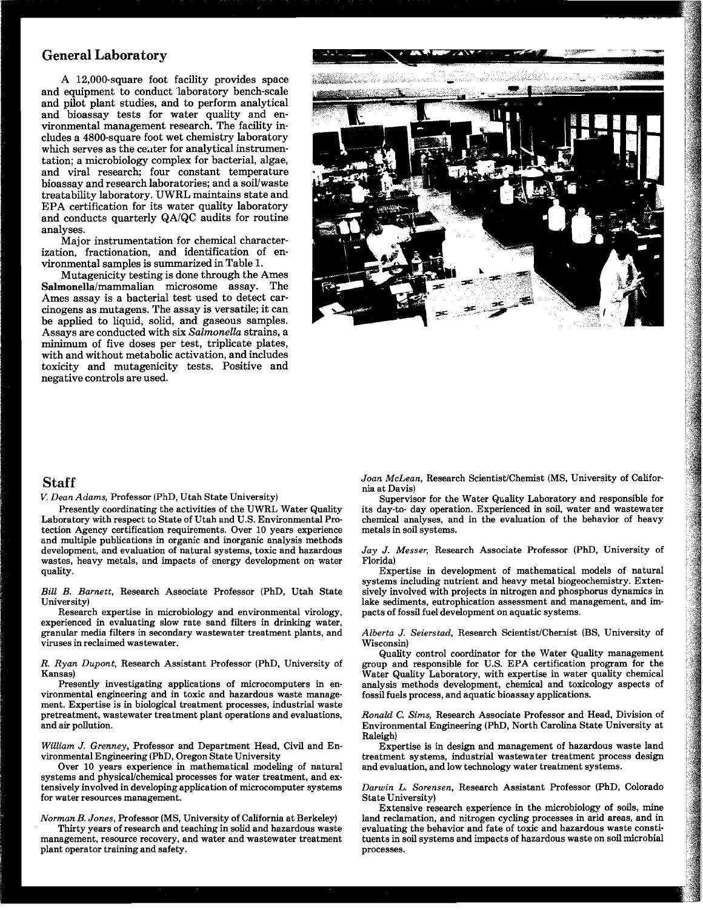## General Laboratory

A 12,000-square foot facility provides space and equipment to conduct laboratory bench-scale and pilot plant studies, and to perform analytical and bioassay tests for water quality and environmental management research. The facility includes a 4800-square foot wet chemistry laboratory which serves as the center for analytical instrumentation; a microbiology complex for bacterial, algae, and viral research; four constant temperature bioassay and research laboratories; and a soil/waste treatability laboratory. UWRL maintains state and EPA certification for its water quality laboratory and conducts quarterly QA/QC audits for routine analyses.

Major instrumentation for chemical characterization, fractionation, and identification of environmental samples is summarized in Table 1.

Mutagenicity testing is done through the Ames **Salmonella**/mammalian microsome assay. The Ames assay is a bacterial test used to detect carcinogens as mutagens. The assay is versatile; it can be applied to liquid, solid, and gaseous samples. Assays are conducted with six *Salmonella* strains, a minimum of five doses per test, triplicate plates, with and without metabolic activation, and includes toxicity and mutagenicity tests. Positive and negative controls are used.

## Staff

*V. Dean Adams*, Professor (PhD, Utah State University)

Presently coordinating the activities of the UWRL Water Quality Laboratory with respect to State of Utah and U.S. Environmental Protection Agency certification requirements. Over 10 years experience and multiple publications in organic and inorganic analysis methods development, and evaluation of natural systems, toxic and hazardous wastes, heavy metals, and impacts of energy development on water quality.

*Bill B. Barnett*, Research Associate Professor (PhD, Utah State University)

Research expertise in microbiology and environmental virology, experienced in evaluating slow rate sand filters in drinking water, granular media filters in secondary wastewater treatment plants, and viruses in reclaimed wastewater.

*R. Ryan Dupont*, Research Assistant Professor (PhD, University of Kansas)

Presently investigating applications of microcomputers in environmental engineering and in toxic and hazardous waste management. Expertise is in biological treatment processes, industrial waste pretreatment, wastewater treatment plant operations and evaluations, and air pollution.

*William J. Grenney*, Professor and Department Head, Civil and Environmental Engineering (PhD, Oregon State University

Over 10 years experience in mathematical modeling of natural systems and physical/chemical processes for water treatment, and extensively involved in developing application of microcomputer systems for water resources management.

*Norman B. Jones*, Professor (MS, University of California at Berkeley)

Thirty years of research and teaching in solid and hazardous waste management, resource recovery, and water and wastewater treatment plant operator training and safety.

*Joan McLean*, Research Scientist/Chemist (MS, University of California at Davis)

Supervisor for the Water Quality Laboratory and responsible for its day-to- day operation. Experienced in soil, water and wastewater chemical analyses, and in the evaluation of the behavior of heavy metals in soil systems.

*Jay J. Messer*, Research Associate Professor (PhD, University of Florida)

Expertise in development of mathematical models of natural systems including nutrient and heavy metal biogeochemistry. Extensively involved with projects in nitrogen and phosphorus dynamics in lake sediments, eutrophication assessment and management, and impacts of fossil fuel development on aquatic systems.

*Alberta J. Seierstad*, Research Scientist/Chemist (BS, University of Wisconsin)

Quality control coordinator for the Water Quality management group and responsible for U.S. EPA certification program for the Water Quality Laboratory, with expertise in water quality chemical analysis methods development, chemical and toxicology aspects of fossil fuels process, and aquatic bioassay applications.

*Ronald C. Sims*, Research Associate Professor and Head, Division of Environmental Engineering (PhD, North Carolina State University at Raleigh)

Expertise is in design and management of hazardous waste land treatment systems, industrial wastewater treatment process design and evaluation, and low technology water treatment systems.

*Darwin L. Sorensen*, Research Assistant Professor (PhD, Colorado State University)

Extensive research experience in the microbiology of soils, mine land reclamation, and nitrogen cycling processes in arid areas, and in evaluating the behavior and fate of toxic and hazardous waste constituents in soil systems and impacts of hazardous waste on soil microbial processes.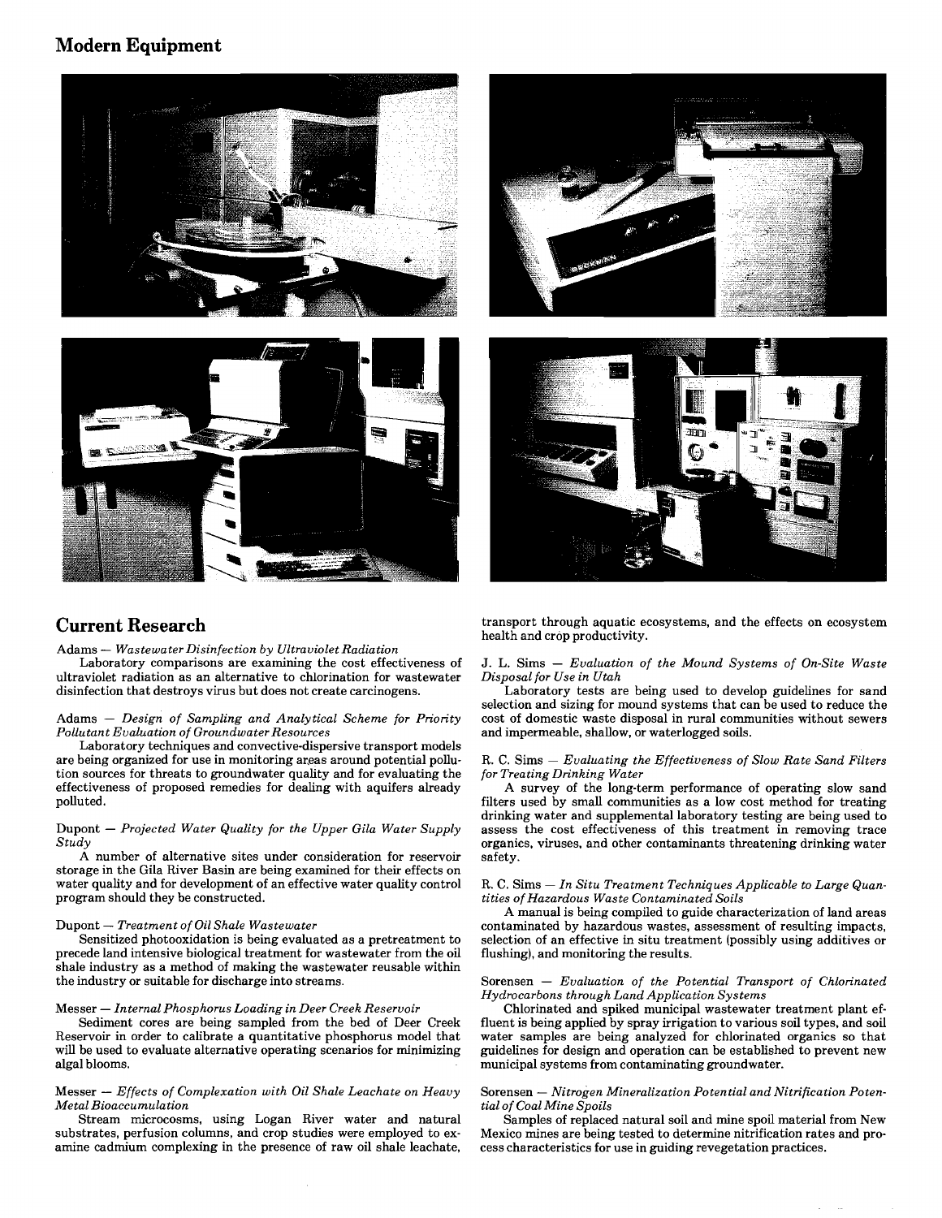## Modern Equipment

## Current Research

Adams — *Wastewater Disinfection by Ultraviolet Radiation*

Laboratory comparisons are examining the cost effectiveness of ultraviolet radiation as an alternative to chlorination for wastewater disinfection that destroys virus but does not create carcinogens.

Adams — *Design of Sampling and Analytical Scheme for Priority Pollutant Evaluation of Groundwater Resources*

Laboratory techniques and convective-dispersive transport models are being organized for use in monitoring areas around potential pollution sources for threats to groundwater quality and for evaluating the effectiveness of proposed remedies for dealing with aquifers already polluted.

Dupont — *Projected Water Quality for the Upper Gila Water Supply Study*

A number of alternative sites under consideration for reservoir storage in the Gila River Basin are being examined for their effects on water quality and for development of an effective water quality control program should they be constructed.

Dupont — *Treatment of Oil Shale Wastewater*

Sensitized photooxidation is being evaluated as a pretreatment to precede land intensive biological treatment for wastewater from the oil shale industry as a method of making the wastewater reusable within the industry or suitable for discharge into streams.

Messer — *Internal Phosphorus Loading in Deer Creek Reservoir*

Sediment cores are being sampled from the bed of Deer Creek Reservoir in order to calibrate a quantitative phosphorus model that will be used to evaluate alternative operating scenarios for minimizing algal blooms.

Messer — *Effects of Complexation with Oil Shale Leachate on Heavy Metal Bioaccumulation*

Stream microcosms, using Logan River water and natural substrates, perfusion columns, and crop studies were employed to examine cadmium complexing in the presence of raw oil shale leachate, transport through aquatic ecosystems, and the effects on ecosystem health and crop productivity.

J. L. Sims — *Evaluation of the Mound Systems of On-Site Waste Disposal for Use in Utah*

Laboratory tests are being used to develop guidelines for sand selection and sizing for mound systems that can be used to reduce the cost of domestic waste disposal in rural communities without sewers and impermeable, shallow, or waterlogged soils.

R. C. Sims — *Evaluating the Effectiveness of Slow Rate Sand Filters for Treating Drinking Water*

A survey of the long-term performance of operating slow sand filters used by small communities as a low cost method for treating drinking water and supplemental laboratory testing are being used to assess the cost effectiveness of this treatment in removing trace organics, viruses, and other contaminants threatening drinking water safety.

R. C. Sims — *In Situ Treatment Techniques Applicable to Large Quantities of Hazardous Waste Contaminated Soils*

A manual is being compiled to guide characterization of land areas contaminated by hazardous wastes, assessment of resulting impacts, selection of an effective in situ treatment (possibly using additives or flushing), and monitoring the results.

Sorensen — *Evaluation of the Potential Transport of Chlorinated Hydrocarbons through Land Application Systems*

Chlorinated and spiked municipal wastewater treatment plant effluent is being applied by spray irrigation to various soil types, and soil water samples are being analyzed for chlorinated organics so that guidelines for design and operation can be established to prevent new municipal systems from contaminating groundwater.

Sorensen — *Nitrogen Mineralization Potential and Nitrification Potential of Coal Mine Spoils*

Samples of replaced natural soil and mine spoil material from New Mexico mines are being tested to determine nitrification rates and process characteristics for use in guiding revegetation practices.